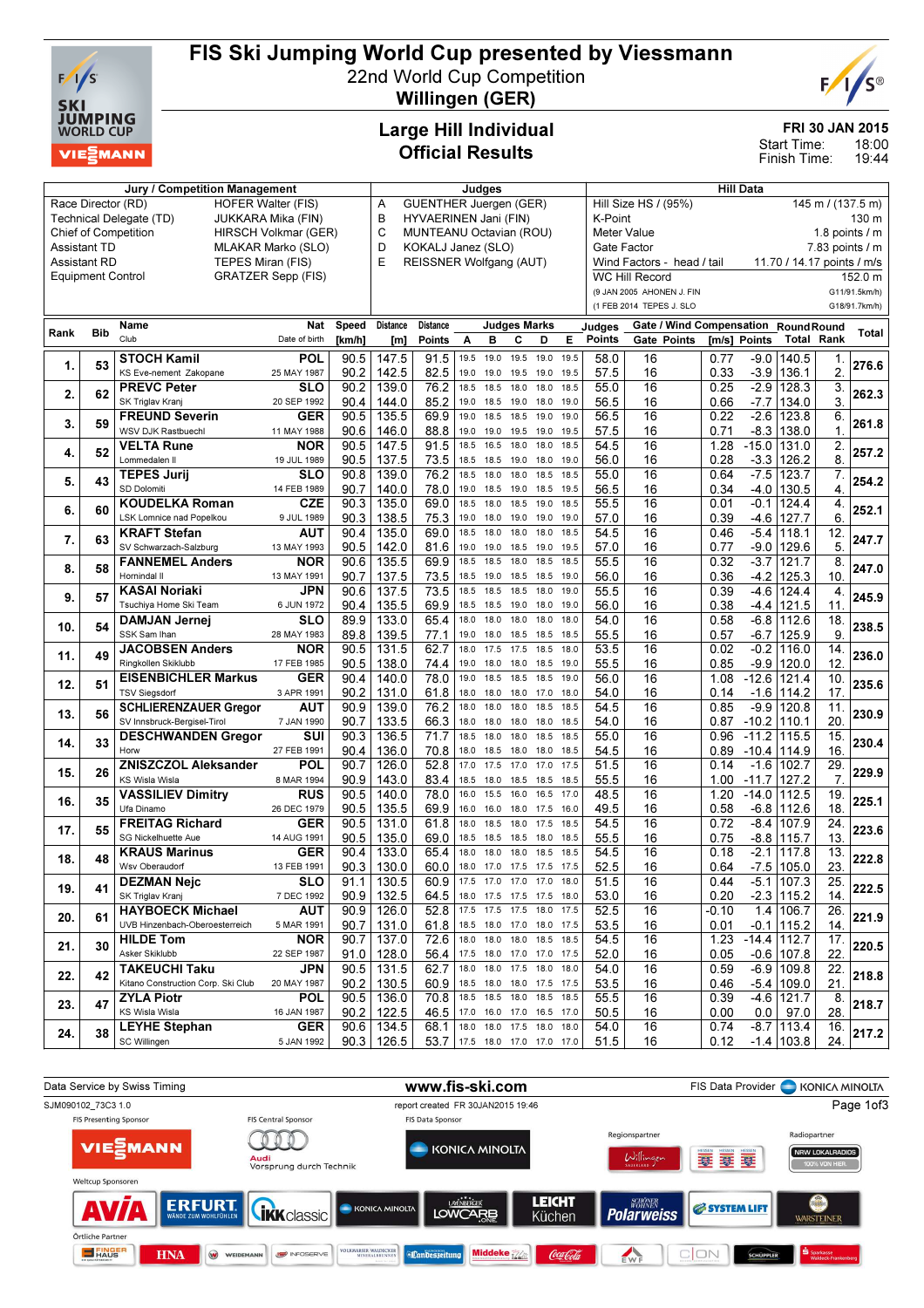# FIS Ski Jumping World Cup presented by Viessmann

## 22nd World Cup Competition
## Willingen (GER)

### Large Hill Individual
### Official Results

FRI 30 JAN 2015
Start Time: 18:00
Finish Time: 19:44

| Jury / Competition Management | | Judges | | Hill Data | |
|---|---|---|---|---|---|
| Race Director (RD) | HOFER Walter (FIS) | A | GUENTHER Juergen (GER) | Hill Size HS / (95%) | 145 m / (137.5 m) |
| Technical Delegate (TD) | JUKKARA Mika (FIN) | B | HYVAERINEN Jani (FIN) | K-Point | 130 m |
| Chief of Competition | HIRSCH Volkmar (GER) | C | MUNTEANU Octavian (ROU) | Meter Value | 1.8 points / m |
| Assistant TD | MLAKAR Marko (SLO) | D | KOKALJ Janez (SLO) | Gate Factor | 7.83 points / m |
| Assistant RD | TEPES Miran (FIS) | E | REISSNER Wolfgang (AUT) | Wind Factors - head / tail | 11.70 / 14.17 points / m/s |
| Equipment Control | GRATZER Sepp (FIS) | | | WC Hill Record | 152.0 m |
| | | | | (9 JAN 2005 AHONEN J. FIN | G11/91.5km/h) |
| | | | | (1 FEB 2014 TEPES J. SLO | G18/91.7km/h) |

| Rank | Bib | Name / Club | Nat / Date of birth | Speed [km/h] | Distance [m] | Distance Points | A | B | C | D | E | Judges Points | Gate | Gate Points | Wind [m/s] | Wind Points | Round Total | Round Rank | Total |
|---|---|---|---|---|---|---|---|---|---|---|---|---|---|---|---|---|---|---|---|
| 1. | 53 | STOCH Kamil / KS Eve-nement Zakopane | POL / 25 MAY 1987 | 90.5 | 147.5 | 91.5 | 19.5 | 19.0 | 19.5 | 19.0 | 19.5 | 58.0 | 16 | | 0.77 | -9.0 | 140.5 | 1. | 276.6 |
| | | | | 90.2 | 142.5 | 82.5 | 19.0 | 19.0 | 19.5 | 19.0 | 19.5 | 57.5 | 16 | | 0.33 | -3.9 | 136.1 | 2. | |
| 2. | 62 | PREVC Peter / SK Triglav Kranj | SLO / 20 SEP 1992 | 90.2 | 139.0 | 76.2 | 18.5 | 18.5 | 18.0 | 18.0 | 18.5 | 55.0 | 16 | | 0.25 | -2.9 | 128.3 | 3. | 262.3 |
| | | | | 90.4 | 144.0 | 85.2 | 19.0 | 18.5 | 19.0 | 18.0 | 19.0 | 56.5 | 16 | | 0.66 | -7.7 | 134.0 | 3. | |
| 3. | 59 | FREUND Severin / WSV DJK Rastbuechl | GER / 11 MAY 1988 | 90.5 | 135.5 | 69.9 | 19.0 | 18.5 | 18.5 | 19.0 | 19.0 | 56.5 | 16 | | 0.22 | -2.6 | 123.8 | 6. | 261.8 |
| | | | | 90.6 | 146.0 | 88.8 | 19.0 | 19.0 | 19.5 | 19.0 | 19.5 | 57.5 | 16 | | 0.71 | -8.3 | 138.0 | 1. | |
| 4. | 52 | VELTA Rune / Lommedalen Il | NOR / 19 JUL 1989 | 90.5 | 147.5 | 91.5 | 18.5 | 16.5 | 18.0 | 18.0 | 18.5 | 54.5 | 16 | | 1.28 | -15.0 | 131.0 | 2. | 257.2 |
| | | | | 90.5 | 137.5 | 73.5 | 18.5 | 18.5 | 19.0 | 18.0 | 19.0 | 56.0 | 16 | | 0.28 | -3.3 | 126.2 | 8. | |
| 5. | 43 | TEPES Jurij / SD Dolomiti | SLO / 14 FEB 1989 | 90.8 | 139.0 | 76.2 | 18.5 | 18.0 | 18.0 | 18.5 | 18.5 | 55.0 | 16 | | 0.64 | -7.5 | 123.7 | 7. | 254.2 |
| | | | | 90.7 | 140.0 | 78.0 | 19.0 | 18.5 | 19.0 | 18.5 | 19.5 | 56.5 | 16 | | 0.34 | -4.0 | 130.5 | 4. | |
| 6. | 60 | KOUDELKA Roman / LSK Lomnice nad Popelkou | CZE / 9 JUL 1989 | 90.3 | 135.0 | 69.0 | 18.5 | 18.0 | 18.5 | 19.0 | 18.5 | 55.5 | 16 | | 0.01 | -0.1 | 124.4 | 4. | 252.1 |
| | | | | 90.3 | 138.5 | 75.3 | 19.0 | 18.0 | 19.0 | 19.0 | 19.0 | 57.0 | 16 | | 0.39 | -4.6 | 127.7 | 6. | |
| 7. | 63 | KRAFT Stefan / SV Schwarzach-Salzburg | AUT / 13 MAY 1993 | 90.4 | 135.0 | 69.0 | 18.5 | 18.0 | 18.0 | 18.0 | 18.5 | 54.5 | 16 | | 0.46 | -5.4 | 118.1 | 12. | 247.7 |
| | | | | 90.5 | 142.0 | 81.6 | 19.0 | 19.0 | 18.5 | 19.0 | 19.5 | 57.0 | 16 | | 0.77 | -9.0 | 129.6 | 5. | |
| 8. | 58 | FANNEMEL Anders / Hornindal Il | NOR / 13 MAY 1991 | 90.6 | 135.5 | 69.9 | 18.5 | 18.5 | 18.0 | 18.5 | 18.5 | 55.5 | 16 | | 0.32 | -3.7 | 121.7 | 8. | 247.0 |
| | | | | 90.7 | 137.5 | 73.5 | 18.5 | 19.0 | 18.5 | 18.5 | 19.0 | 56.0 | 16 | | 0.36 | -4.2 | 125.3 | 10. | |
| 9. | 57 | KASAI Noriaki / Tsuchiya Home Ski Team | JPN / 6 JUN 1972 | 90.6 | 137.5 | 73.5 | 18.5 | 18.5 | 18.5 | 18.0 | 19.0 | 55.5 | 16 | | 0.39 | -4.6 | 124.4 | 4. | 245.9 |
| | | | | 90.4 | 135.5 | 69.9 | 18.5 | 18.5 | 19.0 | 18.0 | 19.0 | 56.0 | 16 | | 0.38 | -4.4 | 121.5 | 11. | |
| 10. | 54 | DAMJAN Jernej / SSK Sam Ihan | SLO / 28 MAY 1983 | 89.9 | 133.0 | 65.4 | 18.0 | 18.0 | 18.0 | 18.0 | 18.0 | 54.0 | 16 | | 0.58 | -6.8 | 112.6 | 18. | 238.5 |
| | | | | 89.8 | 139.5 | 77.1 | 19.0 | 18.0 | 18.5 | 18.5 | 18.5 | 55.5 | 16 | | 0.57 | -6.7 | 125.9 | 9. | |
| 11. | 49 | JACOBSEN Anders / Ringkollen Skiklubb | NOR / 17 FEB 1985 | 90.5 | 131.5 | 62.7 | 18.0 | 17.5 | 17.5 | 18.5 | 18.0 | 53.5 | 16 | | 0.02 | -0.2 | 116.0 | 14. | 236.0 |
| | | | | 90.5 | 138.0 | 74.4 | 19.0 | 18.0 | 18.0 | 18.5 | 19.0 | 55.5 | 16 | | 0.85 | -9.9 | 120.0 | 12. | |
| 12. | 51 | EISENBICHLER Markus / TSV Siegsdorf | GER / 3 APR 1991 | 90.4 | 140.0 | 78.0 | 19.0 | 18.5 | 18.5 | 18.5 | 19.0 | 56.0 | 16 | | 1.08 | -12.6 | 121.4 | 10. | 235.6 |
| | | | | 90.2 | 131.0 | 61.8 | 18.0 | 18.0 | 18.0 | 17.0 | 18.0 | 54.0 | 16 | | 0.14 | -1.6 | 114.2 | 17. | |
| 13. | 56 | SCHLIERENZAUER Gregor / SV Innsbruck-Bergisel-Tirol | AUT / 7 JAN 1990 | 90.9 | 139.0 | 76.2 | 18.0 | 18.0 | 18.0 | 18.5 | 18.5 | 54.5 | 16 | | 0.85 | -9.9 | 120.8 | 11. | 230.9 |
| | | | | 90.7 | 133.5 | 66.3 | 18.0 | 18.0 | 18.0 | 18.0 | 18.5 | 54.0 | 16 | | 0.87 | -10.2 | 110.1 | 20. | |
| 14. | 33 | DESCHWANDEN Gregor / Horw | SUI / 27 FEB 1991 | 90.3 | 136.5 | 71.7 | 18.5 | 18.0 | 18.5 | 18.5 | 18.5 | 55.0 | 16 | | 0.96 | -11.2 | 115.5 | 15. | 230.4 |
| | | | | 90.4 | 136.0 | 70.8 | 18.0 | 18.5 | 18.0 | 18.0 | 18.5 | 54.5 | 16 | | 0.89 | -10.4 | 114.9 | 16. | |
| 15. | 26 | ZNISZCZOL Aleksander / KS Wisla Wisla | POL / 8 MAR 1994 | 90.7 | 126.0 | 52.8 | 17.0 | 17.5 | 17.0 | 17.0 | 17.5 | 51.5 | 16 | | 0.14 | -1.6 | 102.7 | 29. | 229.9 |
| | | | | 90.9 | 143.0 | 83.4 | 18.5 | 18.0 | 18.5 | 18.5 | 18.5 | 55.5 | 16 | | 1.00 | -11.7 | 127.2 | 7. | |
| 16. | 35 | VASSILIEV Dimitry / Ufa Dinamo | RUS / 26 DEC 1979 | 90.5 | 140.0 | 78.0 | 16.0 | 15.5 | 16.0 | 16.5 | 17.0 | 48.5 | 16 | | 1.20 | -14.0 | 112.5 | 19. | 225.1 |
| | | | | 90.5 | 135.5 | 69.9 | 16.0 | 16.0 | 16.0 | 17.5 | 16.0 | 49.5 | 16 | | 0.58 | -6.8 | 112.6 | 18. | |
| 17. | 55 | FREITAG Richard / SG Nickelhuette Aue | GER / 14 AUG 1991 | 90.5 | 131.0 | 61.8 | 18.0 | 18.5 | 18.0 | 17.5 | 18.5 | 54.5 | 16 | | 0.72 | -8.4 | 107.9 | 24. | 223.6 |
| | | | | 90.5 | 135.0 | 69.0 | 18.5 | 18.5 | 18.0 | 18.5 | 18.5 | 55.5 | 16 | | 0.75 | -8.8 | 115.7 | 13. | |
| 18. | 48 | KRAUS Marinus / Wsv Oberaudorf | GER / 13 FEB 1991 | 90.4 | 133.0 | 65.4 | 18.0 | 18.0 | 18.0 | 18.5 | 18.5 | 54.5 | 16 | | 0.18 | -2.1 | 117.8 | 13. | 222.8 |
| | | | | 90.3 | 130.0 | 60.0 | 18.0 | 17.0 | 17.5 | 17.5 | 17.5 | 52.5 | 16 | | 0.64 | -7.5 | 105.0 | 23. | |
| 19. | 41 | DEZMAN Nejc / SK Triglav Kranj | SLO / 7 DEC 1992 | 91.1 | 130.5 | 60.9 | 17.5 | 17.0 | 17.0 | 17.0 | 18.0 | 51.5 | 16 | | 0.44 | -5.1 | 107.3 | 25. | 222.5 |
| | | | | 90.9 | 132.5 | 64.5 | 18.0 | 17.5 | 17.5 | 17.5 | 18.0 | 53.0 | 16 | | 0.20 | -2.3 | 115.2 | 14. | |
| 20. | 61 | HAYBOECK Michael / UVB Hinzenbach-Oberoesterreich | AUT / 5 MAR 1991 | 90.9 | 126.0 | 52.8 | 17.5 | 17.5 | 17.5 | 18.0 | 17.5 | 52.5 | 16 | | -0.10 | 1.4 | 106.7 | 26. | 221.9 |
| | | | | 90.7 | 131.0 | 61.8 | 18.5 | 18.0 | 17.0 | 18.0 | 17.5 | 53.5 | 16 | | 0.01 | -0.1 | 115.2 | 14. | |
| 21. | 30 | HILDE Tom / Asker Skiklubb | NOR / 22 SEP 1987 | 90.7 | 137.0 | 72.6 | 18.0 | 18.0 | 18.0 | 18.5 | 18.5 | 54.5 | 16 | | 1.23 | -14.4 | 112.7 | 17. | 220.5 |
| | | | | 91.0 | 128.0 | 56.4 | 17.5 | 18.0 | 17.0 | 17.0 | 17.5 | 52.0 | 16 | | 0.05 | -0.6 | 107.8 | 22. | |
| 22. | 42 | TAKEUCHI Taku / Kitano Construction Corp. Ski Club | JPN / 20 MAY 1987 | 90.5 | 131.5 | 62.7 | 18.0 | 18.0 | 17.5 | 18.0 | 18.0 | 54.0 | 16 | | 0.59 | -6.9 | 109.8 | 22. | 218.8 |
| | | | | 90.2 | 130.5 | 60.9 | 18.0 | 18.0 | 18.0 | 17.5 | 17.5 | 53.5 | 16 | | 0.46 | -5.4 | 109.0 | 21. | |
| 23. | 47 | ZYLA Piotr / KS Wisla Wisla | POL / 16 JAN 1987 | 90.5 | 136.0 | 70.8 | 18.5 | 18.5 | 18.0 | 18.5 | 18.5 | 55.5 | 16 | | 0.39 | -4.6 | 121.7 | 8. | 218.7 |
| | | | | 90.2 | 122.5 | 46.5 | 17.0 | 16.0 | 17.0 | 16.5 | 17.0 | 50.5 | 16 | | 0.00 | 0.0 | 97.0 | 28. | |
| 24. | 38 | LEYHE Stephan / SC Willingen | GER / 5 JAN 1992 | 90.6 | 134.5 | 68.1 | 18.0 | 18.0 | 17.5 | 18.0 | 18.0 | 54.0 | 16 | | 0.74 | -8.7 | 113.4 | 16. | 217.2 |
| | | | | 90.3 | 126.5 | 53.7 | 17.5 | 18.0 | 17.0 | 17.0 | 17.0 | 51.5 | 16 | | 0.12 | -1.4 | 103.8 | 24. | |

Data Service by Swiss Timing — www.fis-ski.com — FIS Data Provider KONICA MINOLTA

SJM090102_73C3 1.0 — report created FR 30JAN2015 19:46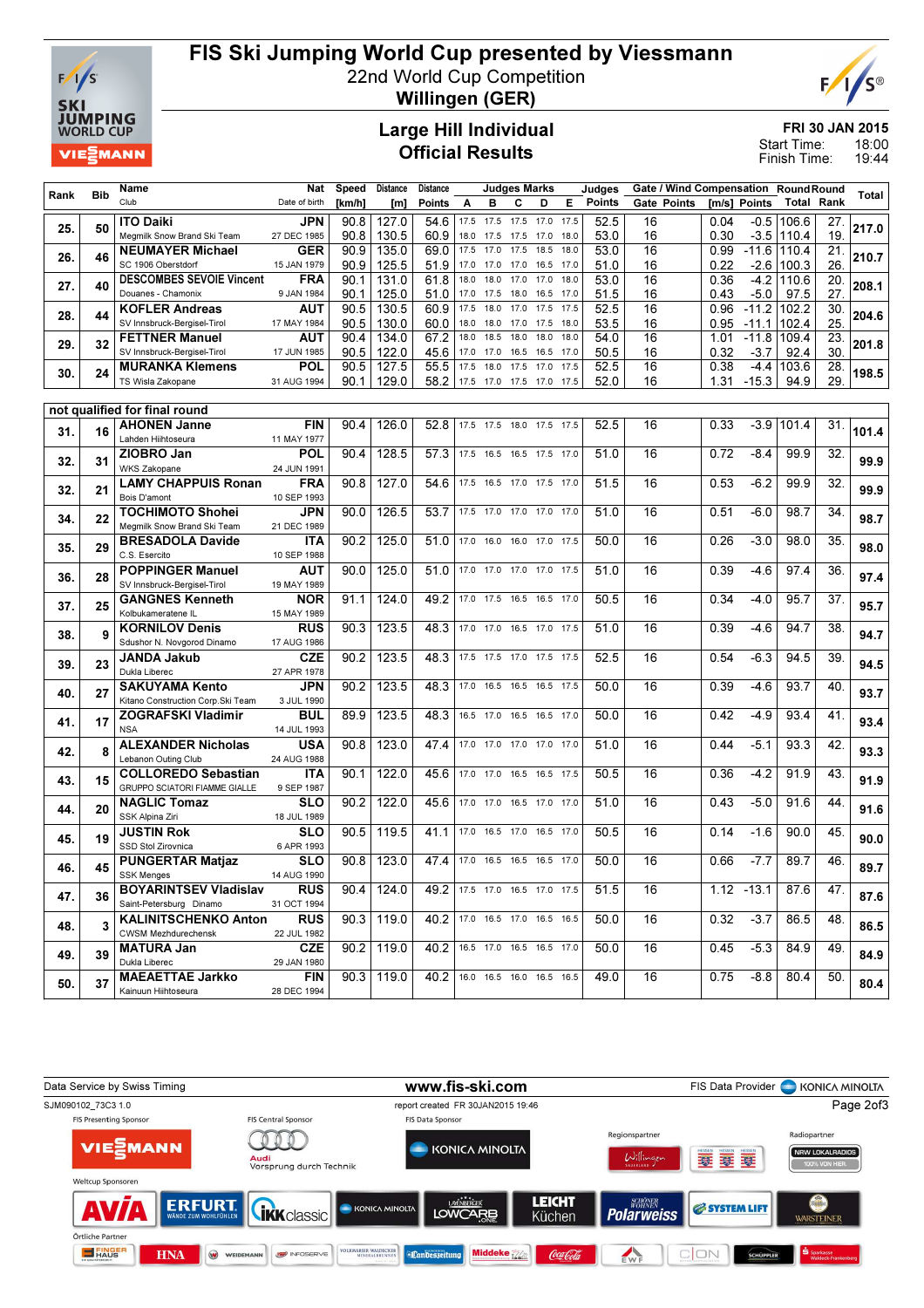# FIS Ski Jumping World Cup presented by Viessmann

22nd World Cup Competition
**Willingen (GER)**

## Large Hill Individual
## Official Results

FRI 30 JAN 2015
Start Time: 18:00
Finish Time: 19:44

| Rank | Bib | Name / Club | Nat / Date of birth | Speed [km/h] | Distance [m] | Distance Points | A | B | C | D | E | Judges Points | Gate | Gate Points | Wind [m/s] | Wind Points | Round Total | Round Rank | Total |
|---|---|---|---|---|---|---|---|---|---|---|---|---|---|---|---|---|---|---|---|
| 25. | 50 | **ITO Daiki** Megmilk Snow Brand Ski Team | JPN 27 DEC 1985 | 90.8 | 127.0 | 54.6 | 17.5 | 17.5 | 17.5 | 17.0 | 17.5 | 52.5 | 16 | | 0.04 | -0.5 | 106.6 | 27. | **217.0** |
| | | | | 90.8 | 130.5 | 60.9 | 18.0 | 17.5 | 17.5 | 17.0 | 18.0 | 53.0 | 16 | | 0.30 | -3.5 | 110.4 | 19. | |
| 26. | 46 | **NEUMAYER Michael** SC 1906 Oberstdorf | GER 15 JAN 1979 | 90.9 | 135.0 | 69.0 | 17.5 | 17.0 | 17.5 | 18.5 | 18.0 | 53.0 | 16 | | 0.99 | -11.6 | 110.4 | 21. | **210.7** |
| | | | | 90.9 | 125.5 | 51.9 | 17.0 | 17.0 | 17.0 | 16.5 | 17.0 | 51.0 | 16 | | 0.22 | -2.6 | 100.3 | 26. | |
| 27. | 40 | **DESCOMBES SEVOIE Vincent** Douanes - Chamonix | FRA 9 JAN 1984 | 90.1 | 131.0 | 61.8 | 18.0 | 18.0 | 17.0 | 17.0 | 18.0 | 53.0 | 16 | | 0.36 | -4.2 | 110.6 | 20. | **208.1** |
| | | | | 90.1 | 125.0 | 51.0 | 17.0 | 17.5 | 18.0 | 16.5 | 17.0 | 51.5 | 16 | | 0.43 | -5.0 | 97.5 | 27. | |
| 28. | 44 | **KOFLER Andreas** SV Innsbruck-Bergisel-Tirol | AUT 17 MAY 1984 | 90.5 | 130.5 | 60.9 | 17.5 | 18.0 | 17.0 | 17.5 | 17.5 | 52.5 | 16 | | 0.96 | -11.2 | 102.2 | 30. | **204.6** |
| | | | | 90.5 | 130.0 | 60.0 | 18.0 | 18.0 | 17.0 | 17.5 | 18.0 | 53.5 | 16 | | 0.95 | -11.1 | 102.4 | 25. | |
| 29. | 32 | **FETTNER Manuel** SV Innsbruck-Bergisel-Tirol | AUT 17 JUN 1985 | 90.4 | 134.0 | 67.2 | 18.0 | 18.5 | 18.0 | 18.0 | 18.0 | 54.0 | 16 | | 1.01 | -11.8 | 109.4 | 23. | **201.8** |
| | | | | 90.5 | 122.0 | 45.6 | 17.0 | 17.0 | 16.5 | 16.5 | 17.0 | 50.5 | 16 | | 0.32 | -3.7 | 92.4 | 30. | |
| 30. | 24 | **MURANKA Klemens** TS Wisla Zakopane | POL 31 AUG 1994 | 90.5 | 127.5 | 55.5 | 17.5 | 18.0 | 17.5 | 17.0 | 17.5 | 52.5 | 16 | | 0.38 | -4.4 | 103.6 | 28. | **198.5** |
| | | | | 90.1 | 129.0 | 58.2 | 17.5 | 17.0 | 17.5 | 17.0 | 17.5 | 52.0 | 16 | | 1.31 | -15.3 | 94.9 | 29. | |
| **not qualified for final round** | | | | | | | | | | | | | | | | | | | |
| 31. | 16 | **AHONEN Janne** Lahden Hiihtoseura | FIN 11 MAY 1977 | 90.4 | 126.0 | 52.8 | 17.5 | 17.5 | 18.0 | 17.5 | 17.5 | 52.5 | 16 | | 0.33 | -3.9 | 101.4 | 31. | **101.4** |
| 32. | 31 | **ZIOBRO Jan** WKS Zakopane | POL 24 JUN 1991 | 90.4 | 128.5 | 57.3 | 17.5 | 16.5 | 16.5 | 17.5 | 17.0 | 51.0 | 16 | | 0.72 | -8.4 | 99.9 | 32. | **99.9** |
| 32. | 21 | **LAMY CHAPPUIS Ronan** Bois D'amont | FRA 10 SEP 1993 | 90.8 | 127.0 | 54.6 | 17.5 | 16.5 | 17.0 | 17.5 | 17.0 | 51.5 | 16 | | 0.53 | -6.2 | 99.9 | 32. | **99.9** |
| 34. | 22 | **TOCHIMOTO Shohei** Megmilk Snow Brand Ski Team | JPN 21 DEC 1989 | 90.0 | 126.5 | 53.7 | 17.5 | 17.0 | 17.0 | 17.0 | 17.0 | 51.0 | 16 | | 0.51 | -6.0 | 98.7 | 34. | **98.7** |
| 35. | 29 | **BRESADOLA Davide** C.S. Esercito | ITA 10 SEP 1988 | 90.2 | 125.0 | 51.0 | 17.0 | 16.0 | 16.0 | 17.0 | 17.5 | 50.0 | 16 | | 0.26 | -3.0 | 98.0 | 35. | **98.0** |
| 36. | 28 | **POPPINGER Manuel** SV Innsbruck-Bergisel-Tirol | AUT 19 MAY 1989 | 90.0 | 125.0 | 51.0 | 17.0 | 17.0 | 17.0 | 17.0 | 17.5 | 51.0 | 16 | | 0.39 | -4.6 | 97.4 | 36. | **97.4** |
| 37. | 25 | **GANGNES Kenneth** Kolbukameratene IL | NOR 15 MAY 1989 | 91.1 | 124.0 | 49.2 | 17.0 | 17.5 | 16.5 | 16.5 | 17.0 | 50.5 | 16 | | 0.34 | -4.0 | 95.7 | 37. | **95.7** |
| 38. | 9 | **KORNILOV Denis** Sdushor N. Novgorod Dinamo | RUS 17 AUG 1986 | 90.3 | 123.5 | 48.3 | 17.0 | 17.0 | 16.5 | 17.0 | 17.5 | 51.0 | 16 | | 0.39 | -4.6 | 94.7 | 38. | **94.7** |
| 39. | 23 | **JANDA Jakub** Dukla Liberec | CZE 27 APR 1978 | 90.2 | 123.5 | 48.3 | 17.5 | 17.5 | 17.0 | 17.5 | 17.5 | 52.5 | 16 | | 0.54 | -6.3 | 94.5 | 39. | **94.5** |
| 40. | 27 | **SAKUYAMA Kento** Kitano Construction Corp.Ski Team | JPN 3 JUL 1990 | 90.2 | 123.5 | 48.3 | 17.0 | 16.5 | 16.5 | 16.5 | 17.5 | 50.0 | 16 | | 0.39 | -4.6 | 93.7 | 40. | **93.7** |
| 41. | 17 | **ZOGRAFSKI Vladimir** NSA | BUL 14 JUL 1993 | 89.9 | 123.5 | 48.3 | 16.5 | 17.0 | 16.5 | 16.5 | 17.0 | 50.0 | 16 | | 0.42 | -4.9 | 93.4 | 41. | **93.4** |
| 42. | 8 | **ALEXANDER Nicholas** Lebanon Outing Club | USA 24 AUG 1988 | 90.8 | 123.0 | 47.4 | 17.0 | 17.0 | 17.0 | 17.0 | 17.0 | 51.0 | 16 | | 0.44 | -5.1 | 93.3 | 42. | **93.3** |
| 43. | 15 | **COLLOREDO Sebastian** GRUPPO SCIATORI FIAMME GIALLE | ITA 9 SEP 1987 | 90.1 | 122.0 | 45.6 | 17.0 | 17.0 | 16.5 | 16.5 | 17.5 | 50.5 | 16 | | 0.36 | -4.2 | 91.9 | 43. | **91.9** |
| 44. | 20 | **NAGLIC Tomaz** SSK Alpina Ziri | SLO 18 JUL 1989 | 90.2 | 122.0 | 45.6 | 17.0 | 17.0 | 16.5 | 17.0 | 17.0 | 51.0 | 16 | | 0.43 | -5.0 | 91.6 | 44. | **91.6** |
| 45. | 19 | **JUSTIN Rok** SSD Stol Zirovnica | SLO 6 APR 1993 | 90.5 | 119.5 | 41.1 | 17.0 | 16.5 | 17.0 | 16.5 | 17.0 | 50.5 | 16 | | 0.14 | -1.6 | 90.0 | 45. | **90.0** |
| 46. | 45 | **PUNGERTAR Matjaz** SSK Menges | SLO 14 AUG 1990 | 90.8 | 123.0 | 47.4 | 17.0 | 16.5 | 16.5 | 16.5 | 17.0 | 50.0 | 16 | | 0.66 | -7.7 | 89.7 | 46. | **89.7** |
| 47. | 36 | **BOYARINTSEV Vladislav** Saint-Petersburg Dinamo | RUS 31 OCT 1994 | 90.4 | 124.0 | 49.2 | 17.5 | 17.0 | 16.5 | 17.0 | 17.5 | 51.5 | 16 | | 1.12 | -13.1 | 87.6 | 47. | **87.6** |
| 48. | 3 | **KALINITSCHENKO Anton** CWSM Mezhdurechensk | RUS 22 JUL 1982 | 90.3 | 119.0 | 40.2 | 17.0 | 16.5 | 17.0 | 16.5 | 16.5 | 50.0 | 16 | | 0.32 | -3.7 | 86.5 | 48. | **86.5** |
| 49. | 39 | **MATURA Jan** Dukla Liberec | CZE 29 JAN 1980 | 90.2 | 119.0 | 40.2 | 16.5 | 17.0 | 16.5 | 16.5 | 17.0 | 50.0 | 16 | | 0.45 | -5.3 | 84.9 | 49. | **84.9** |
| 50. | 37 | **MAEAETTAE Jarkko** Kainuun Hiihtoseura | FIN 28 DEC 1994 | 90.3 | 119.0 | 40.2 | 16.0 | 16.5 | 16.0 | 16.5 | 16.5 | 49.0 | 16 | | 0.75 | -8.8 | 80.4 | 50. | **80.4** |

Data Service by Swiss Timing — www.fis-ski.com — FIS Data Provider KONICA MINOLTA

SJM090102_73C3 1.0 — report created FR 30JAN2015 19:46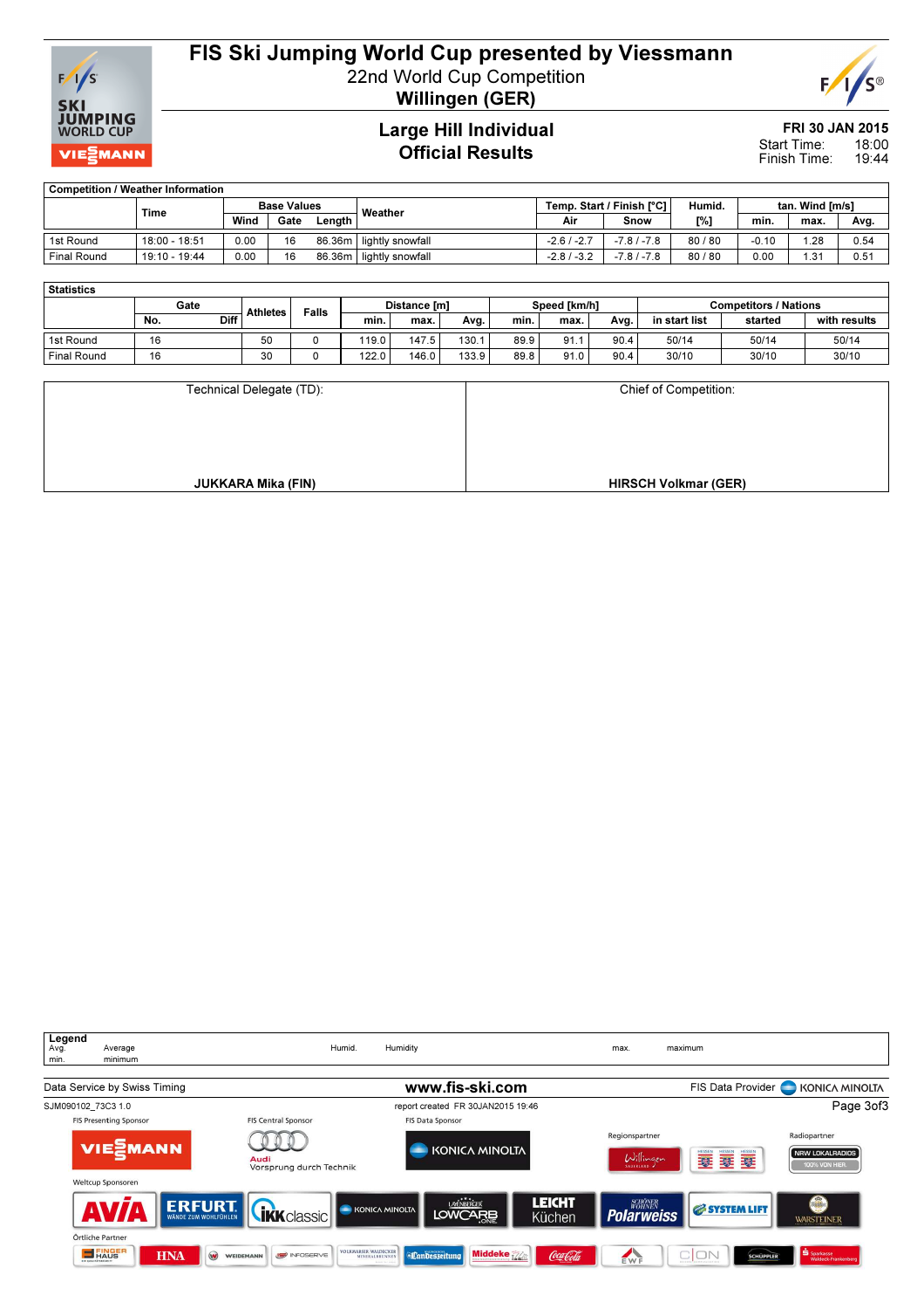# FIS Ski Jumping World Cup presented by Viessmann

22nd World Cup Competition

**Willingen (GER)**

## Large Hill Individual
## Official Results

**FRI 30 JAN 2015**

Start Time: 18:00
Finish Time: 19:44

**Competition / Weather Information**

| | Time | Base Values | | | Weather | Temp. Start / Finish [°C] | | Humid. | tan. Wind [m/s] | | |
|---|---|---|---|---|---|---|---|---|---|---|---|
| | | Wind | Gate | Length | | Air | Snow | [%] | min. | max. | Avg. |
| 1st Round | 18:00 - 18:51 | 0.00 | 16 | 86.36m | lightly snowfall | -2.6 / -2.7 | -7.8 / -7.8 | 80 / 80 | -0.10 | 1.28 | 0.54 |
| Final Round | 19:10 - 19:44 | 0.00 | 16 | 86.36m | lightly snowfall | -2.8 / -3.2 | -7.8 / -7.8 | 80 / 80 | 0.00 | 1.31 | 0.51 |

**Statistics**

| | Gate | | Athletes | Falls | Distance [m] | | | Speed [km/h] | | | Competitors / Nations | | |
|---|---|---|---|---|---|---|---|---|---|---|---|---|---|
| | No. | Diff | | | min. | max. | Avg. | min. | max. | Avg. | in start list | started | with results |
| 1st Round | 16 | | 50 | 0 | 119.0 | 147.5 | 130.1 | 89.9 | 91.1 | 90.4 | 50/14 | 50/14 | 50/14 |
| Final Round | 16 | | 30 | 0 | 122.0 | 146.0 | 133.9 | 89.8 | 91.0 | 90.4 | 30/10 | 30/10 | 30/10 |

| Technical Delegate (TD): | Chief of Competition: |
|---|---|
| **JUKKARA Mika (FIN)** | **HIRSCH Volkmar (GER)** |

**Legend**

| | | | | | |
|---|---|---|---|---|---|
| Avg. | Average | Humid. | Humidity | max. | maximum |
| min. | minimum | | | | |

Data Service by Swiss Timing — www.fis-ski.com — FIS Data Provider KONICA MINOLTA

SJM090102_73C3 1.0 — report created FR 30JAN2015 19:46

FIS Presenting Sponsor — FIS Central Sponsor — FIS Data Sponsor — Regionspartner — Radiopartner

Weltcup Sponsoren

Örtliche Partner